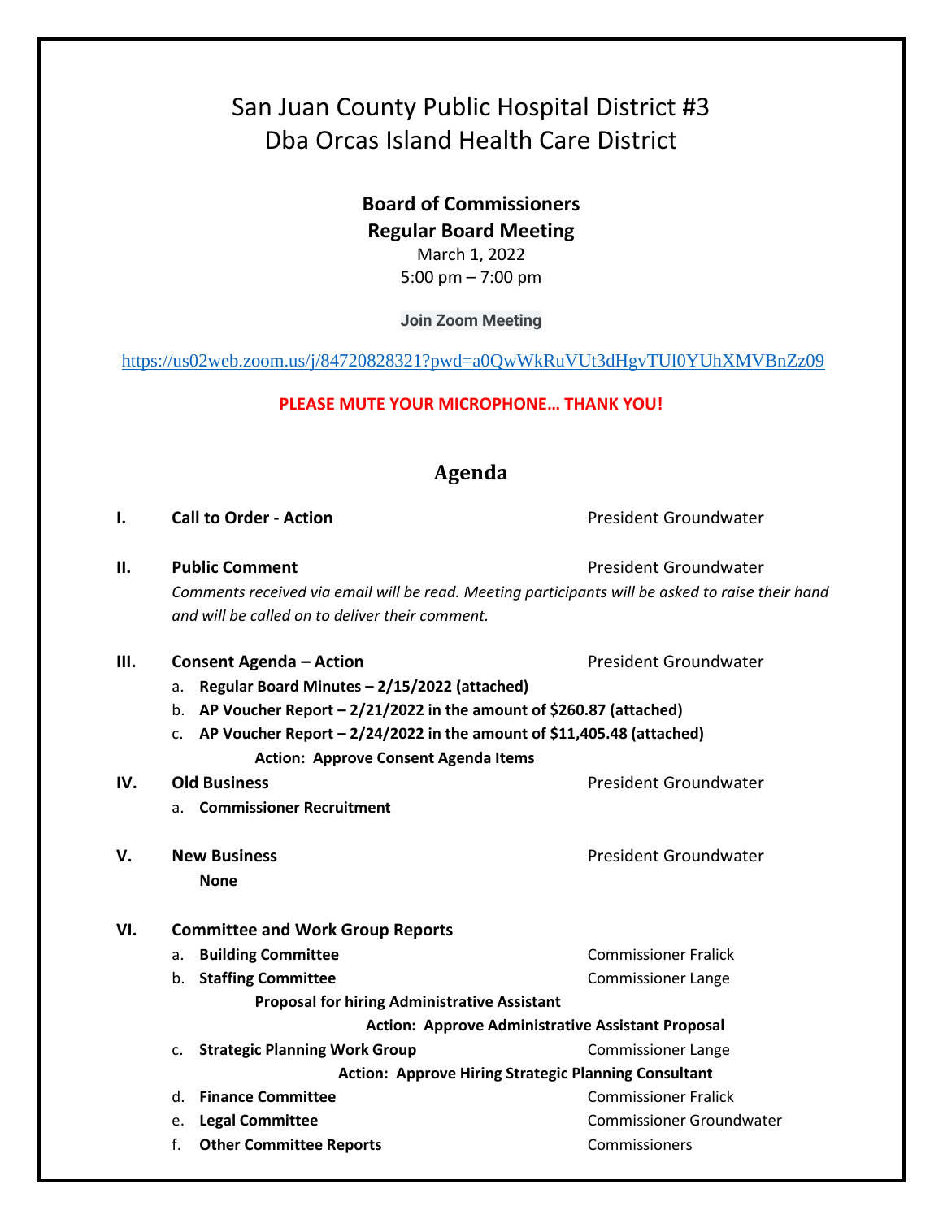# San Juan County Public Hospital District #3
# Dba Orcas Island Health Care District

**Board of Commissioners**
**Regular Board Meeting**
March 1, 2022
5:00 pm – 7:00 pm

**Join Zoom Meeting**

https://us02web.zoom.us/j/84720828321?pwd=a0QwWkRuVUt3dHgvTUl0YUhXMVBnZz09

**PLEASE MUTE YOUR MICROPHONE… THANK YOU!**

## Agenda

**I. Call to Order - Action** — President Groundwater

**II. Public Comment** — President Groundwater

*Comments received via email will be read. Meeting participants will be asked to raise their hand and will be called on to deliver their comment.*

**III. Consent Agenda – Action** — President Groundwater

a. **Regular Board Minutes – 2/15/2022 (attached)**
b. **AP Voucher Report – 2/21/2022 in the amount of $260.87 (attached)**
c. **AP Voucher Report – 2/24/2022 in the amount of $11,405.48 (attached)**

**Action: Approve Consent Agenda Items**

**IV. Old Business** — President Groundwater

a. **Commissioner Recruitment**

**V. New Business** — President Groundwater

**None**

**VI. Committee and Work Group Reports**

a. **Building Committee** — Commissioner Fralick
b. **Staffing Committee** — Commissioner Lange

**Proposal for hiring Administrative Assistant**

**Action: Approve Administrative Assistant Proposal**

c. **Strategic Planning Work Group** — Commissioner Lange

**Action: Approve Hiring Strategic Planning Consultant**

d. **Finance Committee** — Commissioner Fralick
e. **Legal Committee** — Commissioner Groundwater
f. **Other Committee Reports** — Commissioners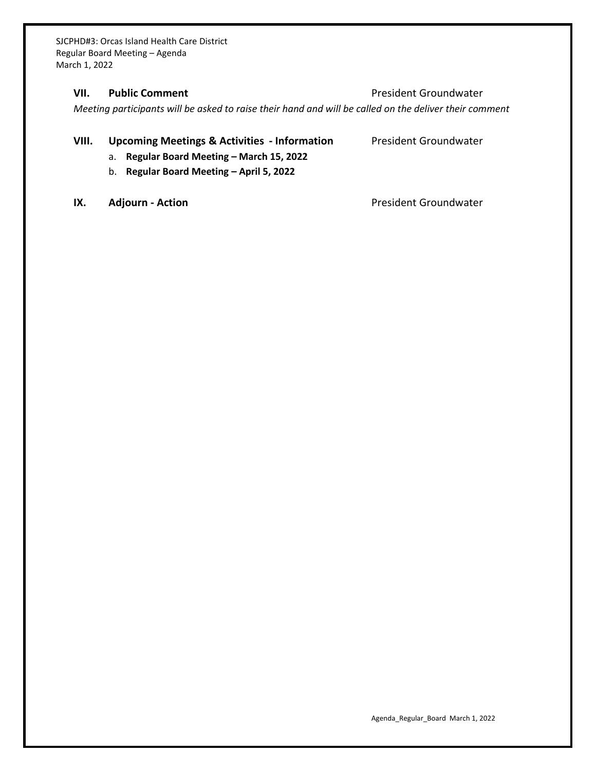**VII. Public Comment** President Groundwater

*Meeting participants will be asked to raise their hand and will be called on the deliver their comment*

**VIII. Upcoming Meetings & Activities - Information** President Groundwater

a. **Regular Board Meeting – March 15, 2022**
b. **Regular Board Meeting – April 5, 2022**

**IX. Adjourn - Action** President Groundwater